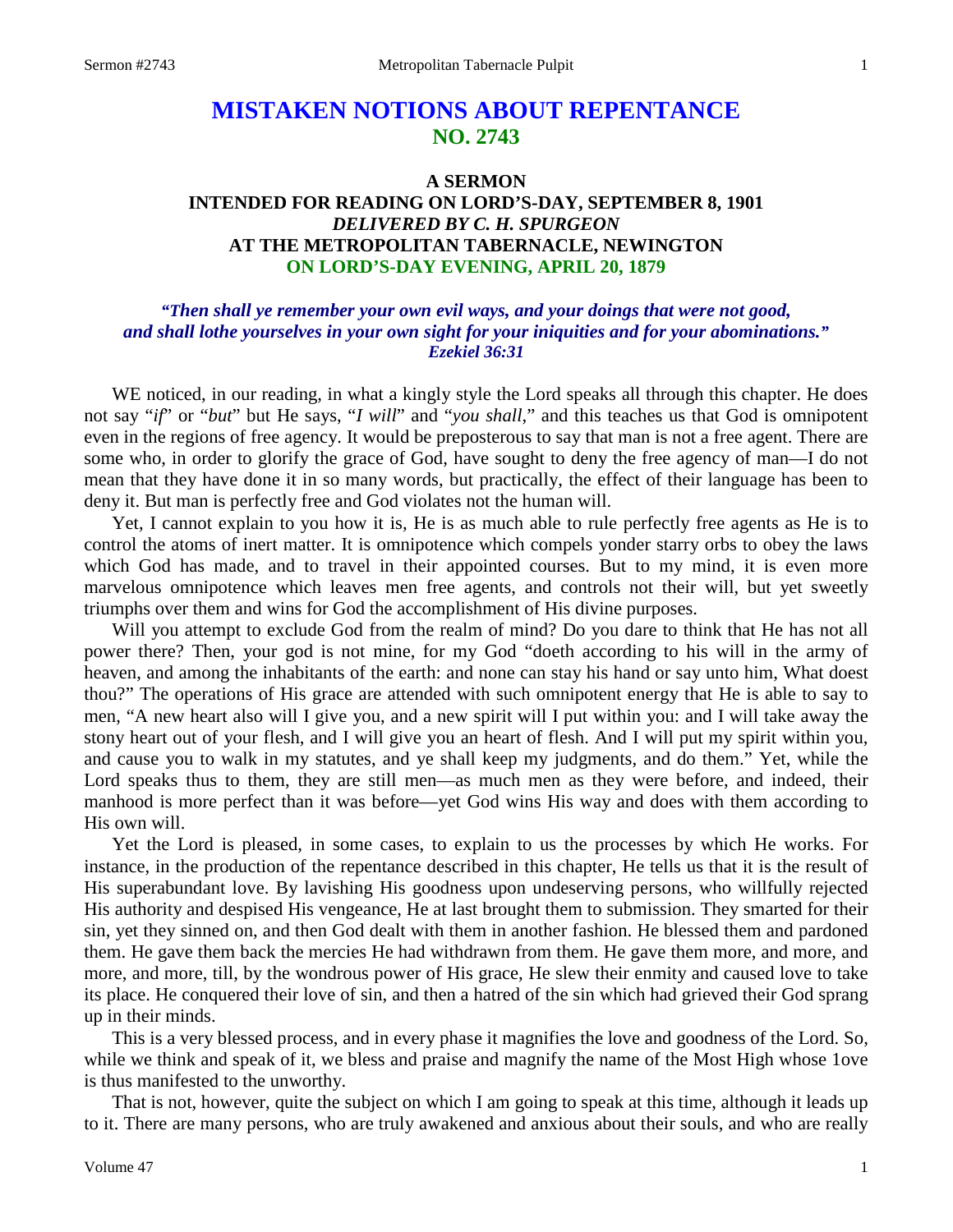# MISTAKEN NOTIONS ABOUT REPENTANCE
## NO. 2743

### A SERMON
### INTENDED FOR READING ON LORD'S-DAY, SEPTEMBER 8, 1901
### *DELIVERED BY C. H. SPURGEON*
### AT THE METROPOLITAN TABERNACLE, NEWINGTON
### ON LORD'S-DAY EVENING, APRIL 20, 1879

***"Then shall ye remember your own evil ways, and your doings that were not good, and shall lothe yourselves in your own sight for your iniquities and for your abominations." Ezekiel 36:31***

WE noticed, in our reading, in what a kingly style the Lord speaks all through this chapter. He does not say "*if*" or "*but*" but He says, "*I will*" and "*you shall*," and this teaches us that God is omnipotent even in the regions of free agency. It would be preposterous to say that man is not a free agent. There are some who, in order to glorify the grace of God, have sought to deny the free agency of man—I do not mean that they have done it in so many words, but practically, the effect of their language has been to deny it. But man is perfectly free and God violates not the human will.

Yet, I cannot explain to you how it is, He is as much able to rule perfectly free agents as He is to control the atoms of inert matter. It is omnipotence which compels yonder starry orbs to obey the laws which God has made, and to travel in their appointed courses. But to my mind, it is even more marvelous omnipotence which leaves men free agents, and controls not their will, but yet sweetly triumphs over them and wins for God the accomplishment of His divine purposes.

Will you attempt to exclude God from the realm of mind? Do you dare to think that He has not all power there? Then, your god is not mine, for my God "doeth according to his will in the army of heaven, and among the inhabitants of the earth: and none can stay his hand or say unto him, What doest thou?" The operations of His grace are attended with such omnipotent energy that He is able to say to men, "A new heart also will I give you, and a new spirit will I put within you: and I will take away the stony heart out of your flesh, and I will give you an heart of flesh. And I will put my spirit within you, and cause you to walk in my statutes, and ye shall keep my judgments, and do them." Yet, while the Lord speaks thus to them, they are still men—as much men as they were before, and indeed, their manhood is more perfect than it was before—yet God wins His way and does with them according to His own will.

Yet the Lord is pleased, in some cases, to explain to us the processes by which He works. For instance, in the production of the repentance described in this chapter, He tells us that it is the result of His superabundant love. By lavishing His goodness upon undeserving persons, who willfully rejected His authority and despised His vengeance, He at last brought them to submission. They smarted for their sin, yet they sinned on, and then God dealt with them in another fashion. He blessed them and pardoned them. He gave them back the mercies He had withdrawn from them. He gave them more, and more, and more, and more, till, by the wondrous power of His grace, He slew their enmity and caused love to take its place. He conquered their love of sin, and then a hatred of the sin which had grieved their God sprang up in their minds.

This is a very blessed process, and in every phase it magnifies the love and goodness of the Lord. So, while we think and speak of it, we bless and praise and magnify the name of the Most High whose 1ove is thus manifested to the unworthy.

That is not, however, quite the subject on which I am going to speak at this time, although it leads up to it. There are many persons, who are truly awakened and anxious about their souls, and who are really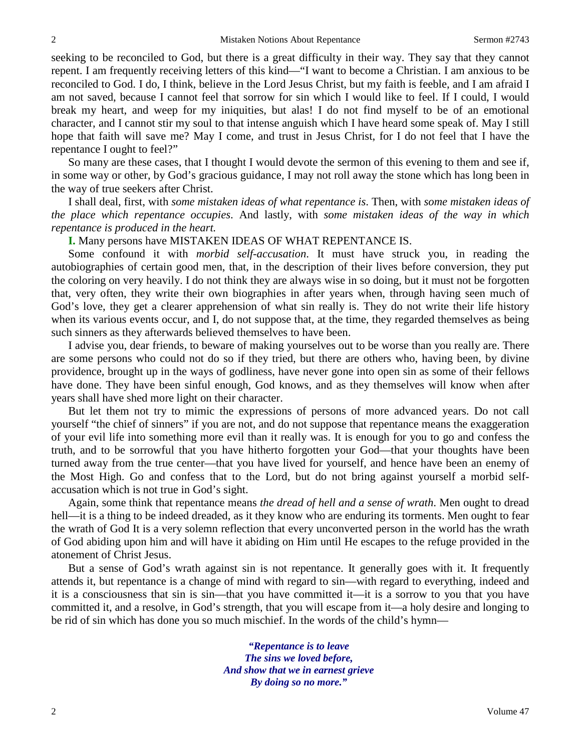seeking to be reconciled to God, but there is a great difficulty in their way. They say that they cannot repent. I am frequently receiving letters of this kind—"I want to become a Christian. I am anxious to be reconciled to God. I do, I think, believe in the Lord Jesus Christ, but my faith is feeble, and I am afraid I am not saved, because I cannot feel that sorrow for sin which I would like to feel. If I could, I would break my heart, and weep for my iniquities, but alas! I do not find myself to be of an emotional character, and I cannot stir my soul to that intense anguish which I have heard some speak of. May I still hope that faith will save me? May I come, and trust in Jesus Christ, for I do not feel that I have the repentance I ought to feel?"

So many are these cases, that I thought I would devote the sermon of this evening to them and see if, in some way or other, by God's gracious guidance, I may not roll away the stone which has long been in the way of true seekers after Christ.

I shall deal, first, with *some mistaken ideas of what repentance is*. Then, with *some mistaken ideas of the place which repentance occupies*. And lastly, with *some mistaken ideas of the way in which repentance is produced in the heart.*

**I.** Many persons have MISTAKEN IDEAS OF WHAT REPENTANCE IS.

Some confound it with *morbid self-accusation*. It must have struck you, in reading the autobiographies of certain good men, that, in the description of their lives before conversion, they put the coloring on very heavily. I do not think they are always wise in so doing, but it must not be forgotten that, very often, they write their own biographies in after years when, through having seen much of God's love, they get a clearer apprehension of what sin really is. They do not write their life history when its various events occur, and I, do not suppose that, at the time, they regarded themselves as being such sinners as they afterwards believed themselves to have been.

I advise you, dear friends, to beware of making yourselves out to be worse than you really are. There are some persons who could not do so if they tried, but there are others who, having been, by divine providence, brought up in the ways of godliness, have never gone into open sin as some of their fellows have done. They have been sinful enough, God knows, and as they themselves will know when after years shall have shed more light on their character.

But let them not try to mimic the expressions of persons of more advanced years. Do not call yourself "the chief of sinners" if you are not, and do not suppose that repentance means the exaggeration of your evil life into something more evil than it really was. It is enough for you to go and confess the truth, and to be sorrowful that you have hitherto forgotten your God—that your thoughts have been turned away from the true center—that you have lived for yourself, and hence have been an enemy of the Most High. Go and confess that to the Lord, but do not bring against yourself a morbid self-accusation which is not true in God's sight.

Again, some think that repentance means *the dread of hell and a sense of wrath*. Men ought to dread hell—it is a thing to be indeed dreaded, as it they know who are enduring its torments. Men ought to fear the wrath of God It is a very solemn reflection that every unconverted person in the world has the wrath of God abiding upon him and will have it abiding on Him until He escapes to the refuge provided in the atonement of Christ Jesus.

But a sense of God's wrath against sin is not repentance. It generally goes with it. It frequently attends it, but repentance is a change of mind with regard to sin—with regard to everything, indeed and it is a consciousness that sin is sin—that you have committed it—it is a sorrow to you that you have committed it, and a resolve, in God's strength, that you will escape from it—a holy desire and longing to be rid of sin which has done you so much mischief. In the words of the child's hymn—

> ***"Repentance is to leave***
> ***The sins we loved before,***
> ***And show that we in earnest grieve***
> ***By doing so no more."***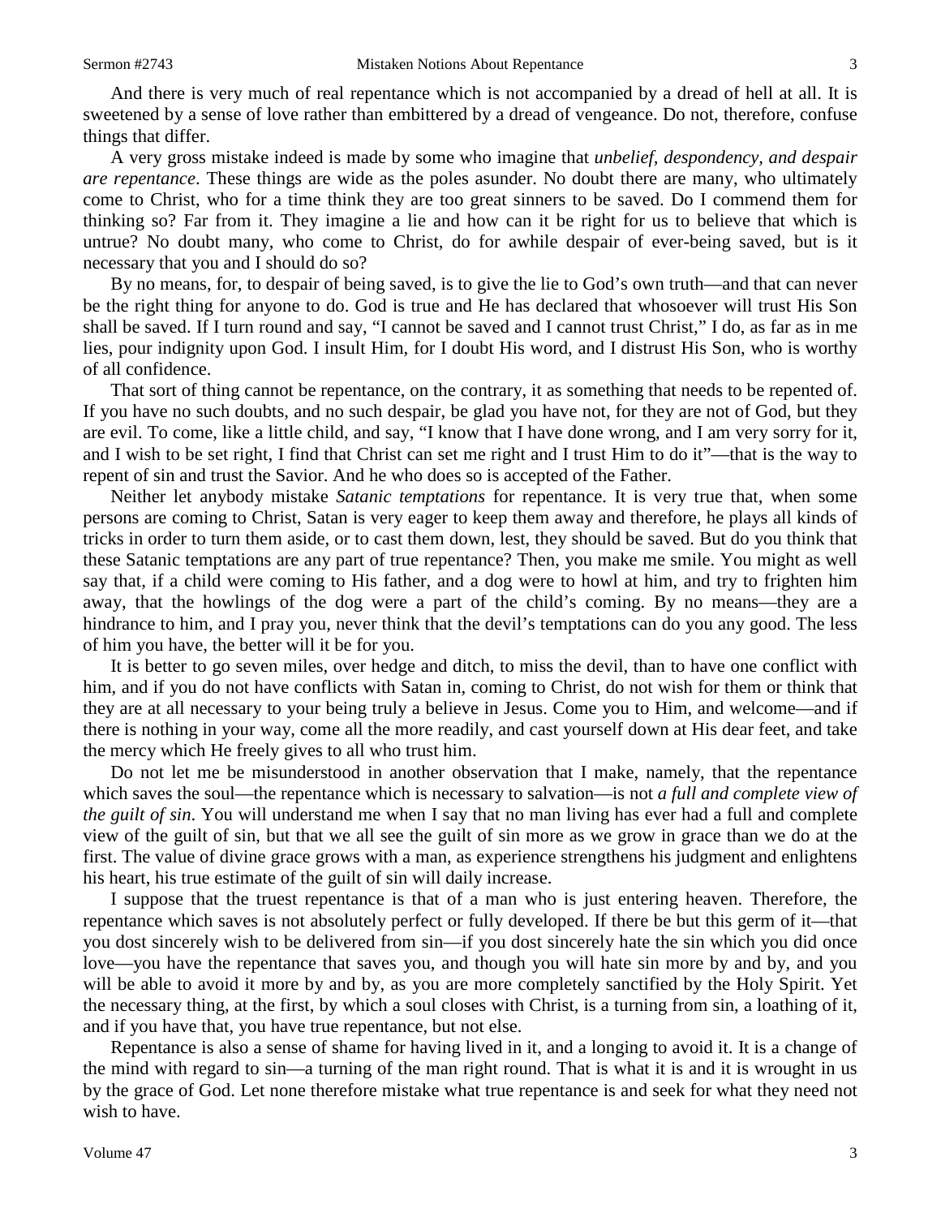And there is very much of real repentance which is not accompanied by a dread of hell at all. It is sweetened by a sense of love rather than embittered by a dread of vengeance. Do not, therefore, confuse things that differ.

A very gross mistake indeed is made by some who imagine that *unbelief, despondency, and despair are repentance*. These things are wide as the poles asunder. No doubt there are many, who ultimately come to Christ, who for a time think they are too great sinners to be saved. Do I commend them for thinking so? Far from it. They imagine a lie and how can it be right for us to believe that which is untrue? No doubt many, who come to Christ, do for awhile despair of ever-being saved, but is it necessary that you and I should do so?

By no means, for, to despair of being saved, is to give the lie to God's own truth—and that can never be the right thing for anyone to do. God is true and He has declared that whosoever will trust His Son shall be saved. If I turn round and say, "I cannot be saved and I cannot trust Christ," I do, as far as in me lies, pour indignity upon God. I insult Him, for I doubt His word, and I distrust His Son, who is worthy of all confidence.

That sort of thing cannot be repentance, on the contrary, it as something that needs to be repented of. If you have no such doubts, and no such despair, be glad you have not, for they are not of God, but they are evil. To come, like a little child, and say, "I know that I have done wrong, and I am very sorry for it, and I wish to be set right, I find that Christ can set me right and I trust Him to do it"—that is the way to repent of sin and trust the Savior. And he who does so is accepted of the Father.

Neither let anybody mistake *Satanic temptations* for repentance. It is very true that, when some persons are coming to Christ, Satan is very eager to keep them away and therefore, he plays all kinds of tricks in order to turn them aside, or to cast them down, lest, they should be saved. But do you think that these Satanic temptations are any part of true repentance? Then, you make me smile. You might as well say that, if a child were coming to His father, and a dog were to howl at him, and try to frighten him away, that the howlings of the dog were a part of the child's coming. By no means—they are a hindrance to him, and I pray you, never think that the devil's temptations can do you any good. The less of him you have, the better will it be for you.

It is better to go seven miles, over hedge and ditch, to miss the devil, than to have one conflict with him, and if you do not have conflicts with Satan in, coming to Christ, do not wish for them or think that they are at all necessary to your being truly a believe in Jesus. Come you to Him, and welcome—and if there is nothing in your way, come all the more readily, and cast yourself down at His dear feet, and take the mercy which He freely gives to all who trust him.

Do not let me be misunderstood in another observation that I make, namely, that the repentance which saves the soul—the repentance which is necessary to salvation—is not *a full and complete view of the guilt of sin*. You will understand me when I say that no man living has ever had a full and complete view of the guilt of sin, but that we all see the guilt of sin more as we grow in grace than we do at the first. The value of divine grace grows with a man, as experience strengthens his judgment and enlightens his heart, his true estimate of the guilt of sin will daily increase.

I suppose that the truest repentance is that of a man who is just entering heaven. Therefore, the repentance which saves is not absolutely perfect or fully developed. If there be but this germ of it—that you dost sincerely wish to be delivered from sin—if you dost sincerely hate the sin which you did once love—you have the repentance that saves you, and though you will hate sin more by and by, and you will be able to avoid it more by and by, as you are more completely sanctified by the Holy Spirit. Yet the necessary thing, at the first, by which a soul closes with Christ, is a turning from sin, a loathing of it, and if you have that, you have true repentance, but not else.

Repentance is also a sense of shame for having lived in it, and a longing to avoid it. It is a change of the mind with regard to sin—a turning of the man right round. That is what it is and it is wrought in us by the grace of God. Let none therefore mistake what true repentance is and seek for what they need not wish to have.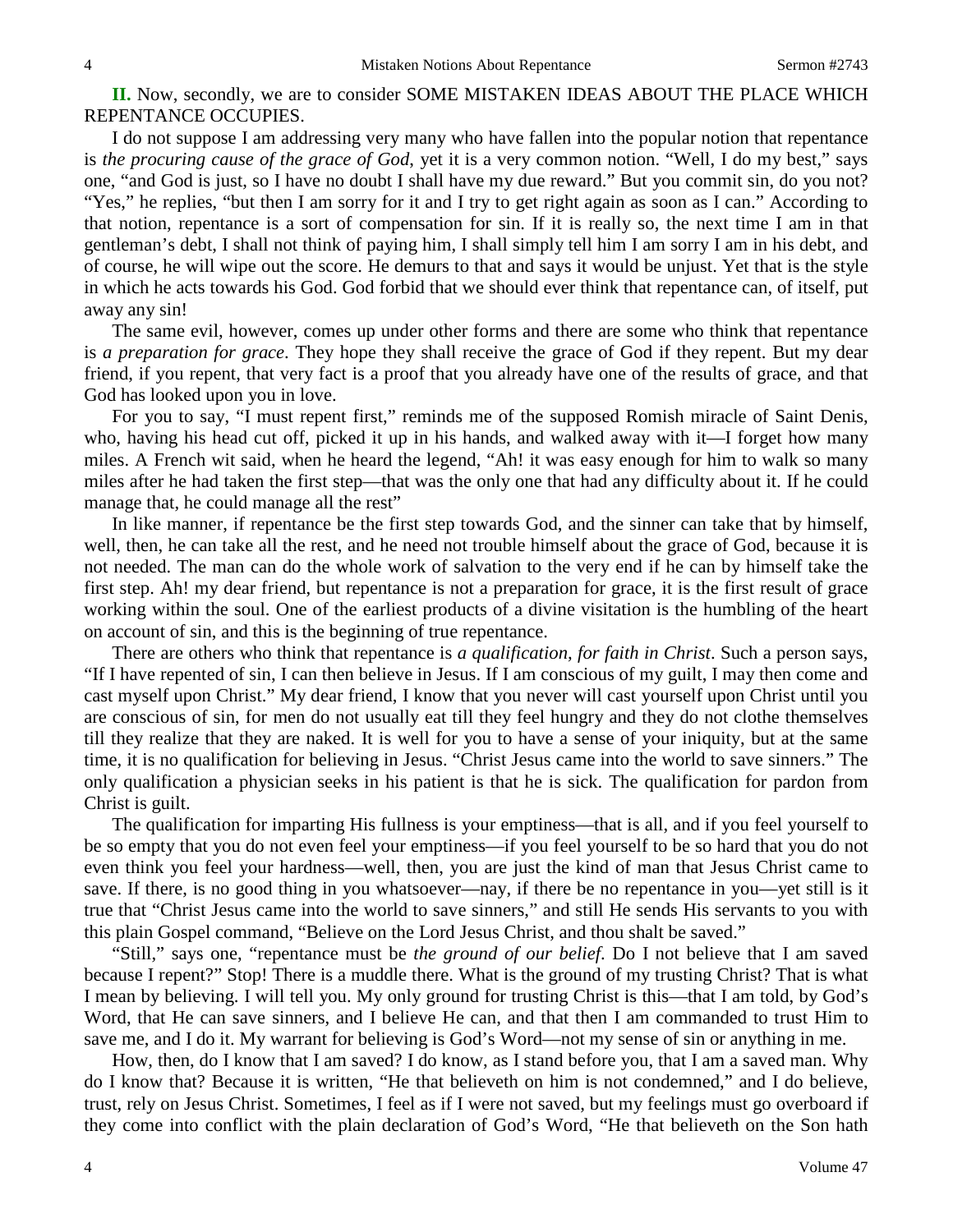**II.** Now, secondly, we are to consider SOME MISTAKEN IDEAS ABOUT THE PLACE WHICH REPENTANCE OCCUPIES.

I do not suppose I am addressing very many who have fallen into the popular notion that repentance is *the procuring cause of the grace of God*, yet it is a very common notion. "Well, I do my best," says one, "and God is just, so I have no doubt I shall have my due reward." But you commit sin, do you not? "Yes," he replies, "but then I am sorry for it and I try to get right again as soon as I can." According to that notion, repentance is a sort of compensation for sin. If it is really so, the next time I am in that gentleman's debt, I shall not think of paying him, I shall simply tell him I am sorry I am in his debt, and of course, he will wipe out the score. He demurs to that and says it would be unjust. Yet that is the style in which he acts towards his God. God forbid that we should ever think that repentance can, of itself, put away any sin!

The same evil, however, comes up under other forms and there are some who think that repentance is *a preparation for grace*. They hope they shall receive the grace of God if they repent. But my dear friend, if you repent, that very fact is a proof that you already have one of the results of grace, and that God has looked upon you in love.

For you to say, "I must repent first," reminds me of the supposed Romish miracle of Saint Denis, who, having his head cut off, picked it up in his hands, and walked away with it—I forget how many miles. A French wit said, when he heard the legend, "Ah! it was easy enough for him to walk so many miles after he had taken the first step—that was the only one that had any difficulty about it. If he could manage that, he could manage all the rest"

In like manner, if repentance be the first step towards God, and the sinner can take that by himself, well, then, he can take all the rest, and he need not trouble himself about the grace of God, because it is not needed. The man can do the whole work of salvation to the very end if he can by himself take the first step. Ah! my dear friend, but repentance is not a preparation for grace, it is the first result of grace working within the soul. One of the earliest products of a divine visitation is the humbling of the heart on account of sin, and this is the beginning of true repentance.

There are others who think that repentance is *a qualification, for faith in Christ*. Such a person says, "If I have repented of sin, I can then believe in Jesus. If I am conscious of my guilt, I may then come and cast myself upon Christ." My dear friend, I know that you never will cast yourself upon Christ until you are conscious of sin, for men do not usually eat till they feel hungry and they do not clothe themselves till they realize that they are naked. It is well for you to have a sense of your iniquity, but at the same time, it is no qualification for believing in Jesus. "Christ Jesus came into the world to save sinners." The only qualification a physician seeks in his patient is that he is sick. The qualification for pardon from Christ is guilt.

The qualification for imparting His fullness is your emptiness—that is all, and if you feel yourself to be so empty that you do not even feel your emptiness—if you feel yourself to be so hard that you do not even think you feel your hardness—well, then, you are just the kind of man that Jesus Christ came to save. If there, is no good thing in you whatsoever—nay, if there be no repentance in you—yet still is it true that "Christ Jesus came into the world to save sinners," and still He sends His servants to you with this plain Gospel command, "Believe on the Lord Jesus Christ, and thou shalt be saved."

"Still," says one, "repentance must be *the ground of our belief*. Do I not believe that I am saved because I repent?" Stop! There is a muddle there. What is the ground of my trusting Christ? That is what I mean by believing. I will tell you. My only ground for trusting Christ is this—that I am told, by God's Word, that He can save sinners, and I believe He can, and that then I am commanded to trust Him to save me, and I do it. My warrant for believing is God's Word—not my sense of sin or anything in me.

How, then, do I know that I am saved? I do know, as I stand before you, that I am a saved man. Why do I know that? Because it is written, "He that believeth on him is not condemned," and I do believe, trust, rely on Jesus Christ. Sometimes, I feel as if I were not saved, but my feelings must go overboard if they come into conflict with the plain declaration of God's Word, "He that believeth on the Son hath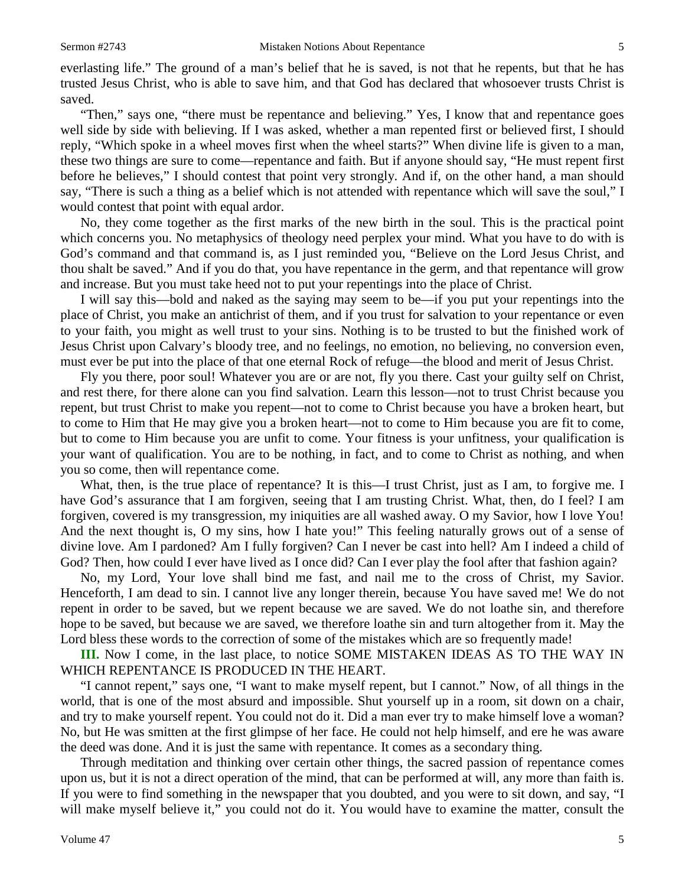everlasting life." The ground of a man's belief that he is saved, is not that he repents, but that he has trusted Jesus Christ, who is able to save him, and that God has declared that whosoever trusts Christ is saved.

"Then," says one, "there must be repentance and believing." Yes, I know that and repentance goes well side by side with believing. If I was asked, whether a man repented first or believed first, I should reply, "Which spoke in a wheel moves first when the wheel starts?" When divine life is given to a man, these two things are sure to come—repentance and faith. But if anyone should say, "He must repent first before he believes," I should contest that point very strongly. And if, on the other hand, a man should say, "There is such a thing as a belief which is not attended with repentance which will save the soul," I would contest that point with equal ardor.

No, they come together as the first marks of the new birth in the soul. This is the practical point which concerns you. No metaphysics of theology need perplex your mind. What you have to do with is God's command and that command is, as I just reminded you, "Believe on the Lord Jesus Christ, and thou shalt be saved." And if you do that, you have repentance in the germ, and that repentance will grow and increase. But you must take heed not to put your repentings into the place of Christ.

I will say this—bold and naked as the saying may seem to be—if you put your repentings into the place of Christ, you make an antichrist of them, and if you trust for salvation to your repentance or even to your faith, you might as well trust to your sins. Nothing is to be trusted to but the finished work of Jesus Christ upon Calvary's bloody tree, and no feelings, no emotion, no believing, no conversion even, must ever be put into the place of that one eternal Rock of refuge—the blood and merit of Jesus Christ.

Fly you there, poor soul! Whatever you are or are not, fly you there. Cast your guilty self on Christ, and rest there, for there alone can you find salvation. Learn this lesson—not to trust Christ because you repent, but trust Christ to make you repent—not to come to Christ because you have a broken heart, but to come to Him that He may give you a broken heart—not to come to Him because you are fit to come, but to come to Him because you are unfit to come. Your fitness is your unfitness, your qualification is your want of qualification. You are to be nothing, in fact, and to come to Christ as nothing, and when you so come, then will repentance come.

What, then, is the true place of repentance? It is this—I trust Christ, just as I am, to forgive me. I have God's assurance that I am forgiven, seeing that I am trusting Christ. What, then, do I feel? I am forgiven, covered is my transgression, my iniquities are all washed away. O my Savior, how I love You! And the next thought is, O my sins, how I hate you!" This feeling naturally grows out of a sense of divine love. Am I pardoned? Am I fully forgiven? Can I never be cast into hell? Am I indeed a child of God? Then, how could I ever have lived as I once did? Can I ever play the fool after that fashion again?

No, my Lord, Your love shall bind me fast, and nail me to the cross of Christ, my Savior. Henceforth, I am dead to sin. I cannot live any longer therein, because You have saved me! We do not repent in order to be saved, but we repent because we are saved. We do not loathe sin, and therefore hope to be saved, but because we are saved, we therefore loathe sin and turn altogether from it. May the Lord bless these words to the correction of some of the mistakes which are so frequently made!

**III.** Now I come, in the last place, to notice SOME MISTAKEN IDEAS AS TO THE WAY IN WHICH REPENTANCE IS PRODUCED IN THE HEART.

"I cannot repent," says one, "I want to make myself repent, but I cannot." Now, of all things in the world, that is one of the most absurd and impossible. Shut yourself up in a room, sit down on a chair, and try to make yourself repent. You could not do it. Did a man ever try to make himself love a woman? No, but He was smitten at the first glimpse of her face. He could not help himself, and ere he was aware the deed was done. And it is just the same with repentance. It comes as a secondary thing.

Through meditation and thinking over certain other things, the sacred passion of repentance comes upon us, but it is not a direct operation of the mind, that can be performed at will, any more than faith is. If you were to find something in the newspaper that you doubted, and you were to sit down, and say, "I will make myself believe it," you could not do it. You would have to examine the matter, consult the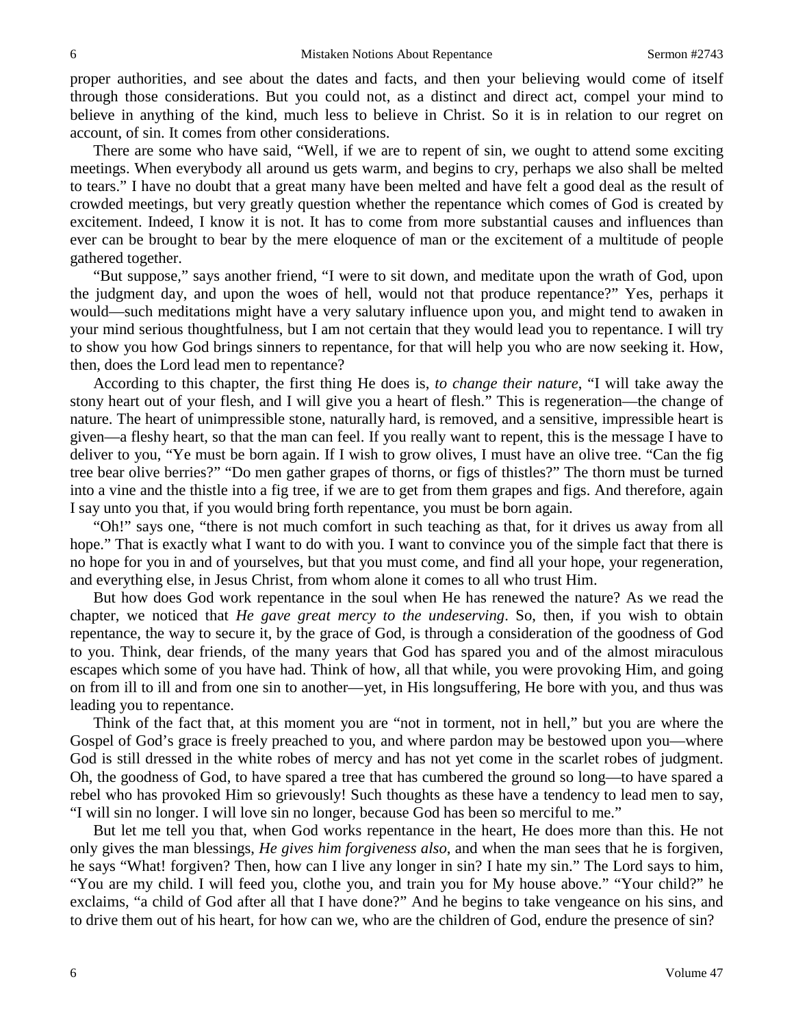proper authorities, and see about the dates and facts, and then your believing would come of itself through those considerations. But you could not, as a distinct and direct act, compel your mind to believe in anything of the kind, much less to believe in Christ. So it is in relation to our regret on account, of sin. It comes from other considerations.

There are some who have said, "Well, if we are to repent of sin, we ought to attend some exciting meetings. When everybody all around us gets warm, and begins to cry, perhaps we also shall be melted to tears." I have no doubt that a great many have been melted and have felt a good deal as the result of crowded meetings, but very greatly question whether the repentance which comes of God is created by excitement. Indeed, I know it is not. It has to come from more substantial causes and influences than ever can be brought to bear by the mere eloquence of man or the excitement of a multitude of people gathered together.

"But suppose," says another friend, "I were to sit down, and meditate upon the wrath of God, upon the judgment day, and upon the woes of hell, would not that produce repentance?" Yes, perhaps it would—such meditations might have a very salutary influence upon you, and might tend to awaken in your mind serious thoughtfulness, but I am not certain that they would lead you to repentance. I will try to show you how God brings sinners to repentance, for that will help you who are now seeking it. How, then, does the Lord lead men to repentance?

According to this chapter, the first thing He does is, *to change their nature*, "I will take away the stony heart out of your flesh, and I will give you a heart of flesh." This is regeneration—the change of nature. The heart of unimpressible stone, naturally hard, is removed, and a sensitive, impressible heart is given—a fleshy heart, so that the man can feel. If you really want to repent, this is the message I have to deliver to you, "Ye must be born again. If I wish to grow olives, I must have an olive tree. "Can the fig tree bear olive berries?" "Do men gather grapes of thorns, or figs of thistles?" The thorn must be turned into a vine and the thistle into a fig tree, if we are to get from them grapes and figs. And therefore, again I say unto you that, if you would bring forth repentance, you must be born again.

"Oh!" says one, "there is not much comfort in such teaching as that, for it drives us away from all hope." That is exactly what I want to do with you. I want to convince you of the simple fact that there is no hope for you in and of yourselves, but that you must come, and find all your hope, your regeneration, and everything else, in Jesus Christ, from whom alone it comes to all who trust Him.

But how does God work repentance in the soul when He has renewed the nature? As we read the chapter, we noticed that *He gave great mercy to the undeserving*. So, then, if you wish to obtain repentance, the way to secure it, by the grace of God, is through a consideration of the goodness of God to you. Think, dear friends, of the many years that God has spared you and of the almost miraculous escapes which some of you have had. Think of how, all that while, you were provoking Him, and going on from ill to ill and from one sin to another—yet, in His longsuffering, He bore with you, and thus was leading you to repentance.

Think of the fact that, at this moment you are "not in torment, not in hell," but you are where the Gospel of God's grace is freely preached to you, and where pardon may be bestowed upon you—where God is still dressed in the white robes of mercy and has not yet come in the scarlet robes of judgment. Oh, the goodness of God, to have spared a tree that has cumbered the ground so long—to have spared a rebel who has provoked Him so grievously! Such thoughts as these have a tendency to lead men to say, "I will sin no longer. I will love sin no longer, because God has been so merciful to me."

But let me tell you that, when God works repentance in the heart, He does more than this. He not only gives the man blessings, *He gives him forgiveness also*, and when the man sees that he is forgiven, he says "What! forgiven? Then, how can I live any longer in sin? I hate my sin." The Lord says to him, "You are my child. I will feed you, clothe you, and train you for My house above." "Your child?" he exclaims, "a child of God after all that I have done?" And he begins to take vengeance on his sins, and to drive them out of his heart, for how can we, who are the children of God, endure the presence of sin?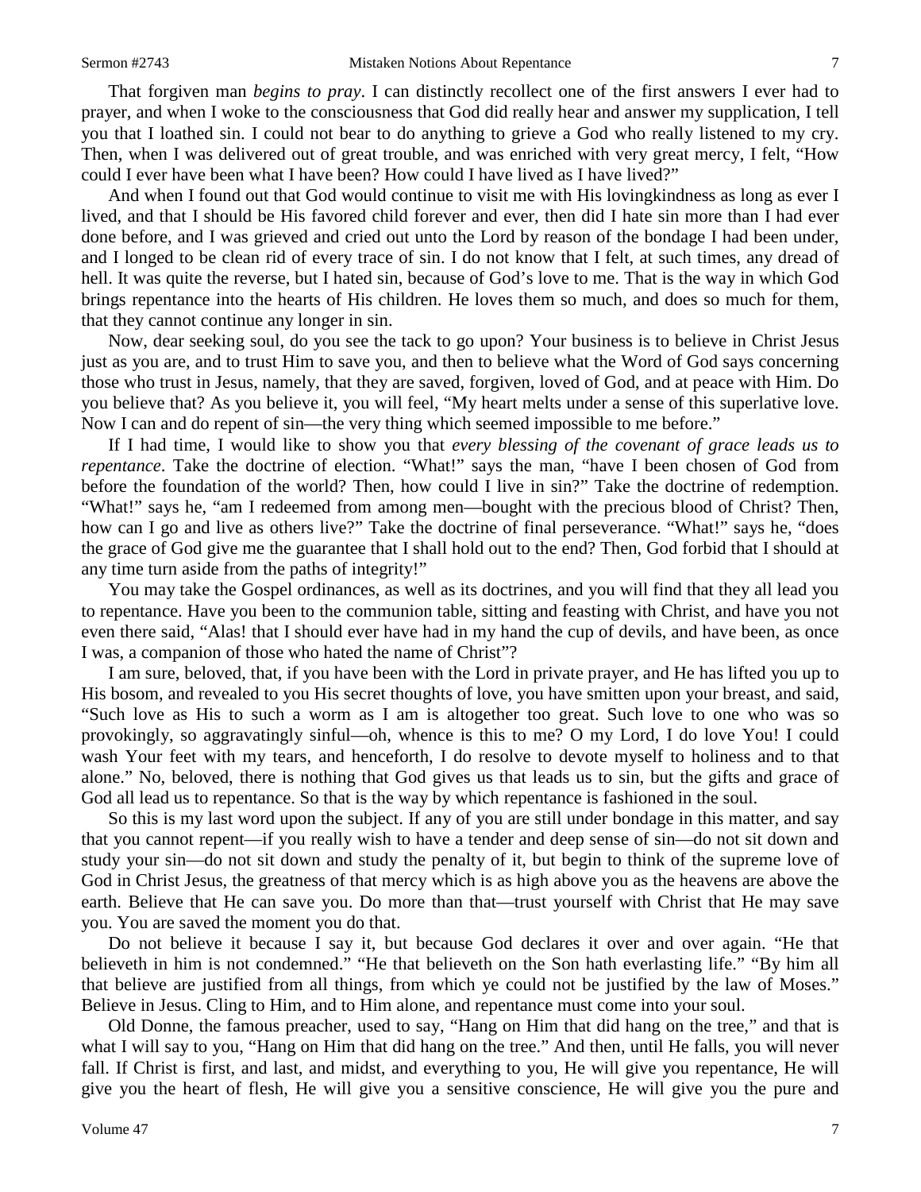That forgiven man *begins to pray*. I can distinctly recollect one of the first answers I ever had to prayer, and when I woke to the consciousness that God did really hear and answer my supplication, I tell you that I loathed sin. I could not bear to do anything to grieve a God who really listened to my cry. Then, when I was delivered out of great trouble, and was enriched with very great mercy, I felt, "How could I ever have been what I have been? How could I have lived as I have lived?"

And when I found out that God would continue to visit me with His lovingkindness as long as ever I lived, and that I should be His favored child forever and ever, then did I hate sin more than I had ever done before, and I was grieved and cried out unto the Lord by reason of the bondage I had been under, and I longed to be clean rid of every trace of sin. I do not know that I felt, at such times, any dread of hell. It was quite the reverse, but I hated sin, because of God's love to me. That is the way in which God brings repentance into the hearts of His children. He loves them so much, and does so much for them, that they cannot continue any longer in sin.

Now, dear seeking soul, do you see the tack to go upon? Your business is to believe in Christ Jesus just as you are, and to trust Him to save you, and then to believe what the Word of God says concerning those who trust in Jesus, namely, that they are saved, forgiven, loved of God, and at peace with Him. Do you believe that? As you believe it, you will feel, "My heart melts under a sense of this superlative love. Now I can and do repent of sin—the very thing which seemed impossible to me before."

If I had time, I would like to show you that *every blessing of the covenant of grace leads us to repentance*. Take the doctrine of election. "What!" says the man, "have I been chosen of God from before the foundation of the world? Then, how could I live in sin?" Take the doctrine of redemption. "What!" says he, "am I redeemed from among men—bought with the precious blood of Christ? Then, how can I go and live as others live?" Take the doctrine of final perseverance. "What!" says he, "does the grace of God give me the guarantee that I shall hold out to the end? Then, God forbid that I should at any time turn aside from the paths of integrity!"

You may take the Gospel ordinances, as well as its doctrines, and you will find that they all lead you to repentance. Have you been to the communion table, sitting and feasting with Christ, and have you not even there said, "Alas! that I should ever have had in my hand the cup of devils, and have been, as once I was, a companion of those who hated the name of Christ"?

I am sure, beloved, that, if you have been with the Lord in private prayer, and He has lifted you up to His bosom, and revealed to you His secret thoughts of love, you have smitten upon your breast, and said, "Such love as His to such a worm as I am is altogether too great. Such love to one who was so provokingly, so aggravatingly sinful—oh, whence is this to me? O my Lord, I do love You! I could wash Your feet with my tears, and henceforth, I do resolve to devote myself to holiness and to that alone." No, beloved, there is nothing that God gives us that leads us to sin, but the gifts and grace of God all lead us to repentance. So that is the way by which repentance is fashioned in the soul.

So this is my last word upon the subject. If any of you are still under bondage in this matter, and say that you cannot repent—if you really wish to have a tender and deep sense of sin—do not sit down and study your sin—do not sit down and study the penalty of it, but begin to think of the supreme love of God in Christ Jesus, the greatness of that mercy which is as high above you as the heavens are above the earth. Believe that He can save you. Do more than that—trust yourself with Christ that He may save you. You are saved the moment you do that.

Do not believe it because I say it, but because God declares it over and over again. "He that believeth in him is not condemned." "He that believeth on the Son hath everlasting life." "By him all that believe are justified from all things, from which ye could not be justified by the law of Moses." Believe in Jesus. Cling to Him, and to Him alone, and repentance must come into your soul.

Old Donne, the famous preacher, used to say, "Hang on Him that did hang on the tree," and that is what I will say to you, "Hang on Him that did hang on the tree." And then, until He falls, you will never fall. If Christ is first, and last, and midst, and everything to you, He will give you repentance, He will give you the heart of flesh, He will give you a sensitive conscience, He will give you the pure and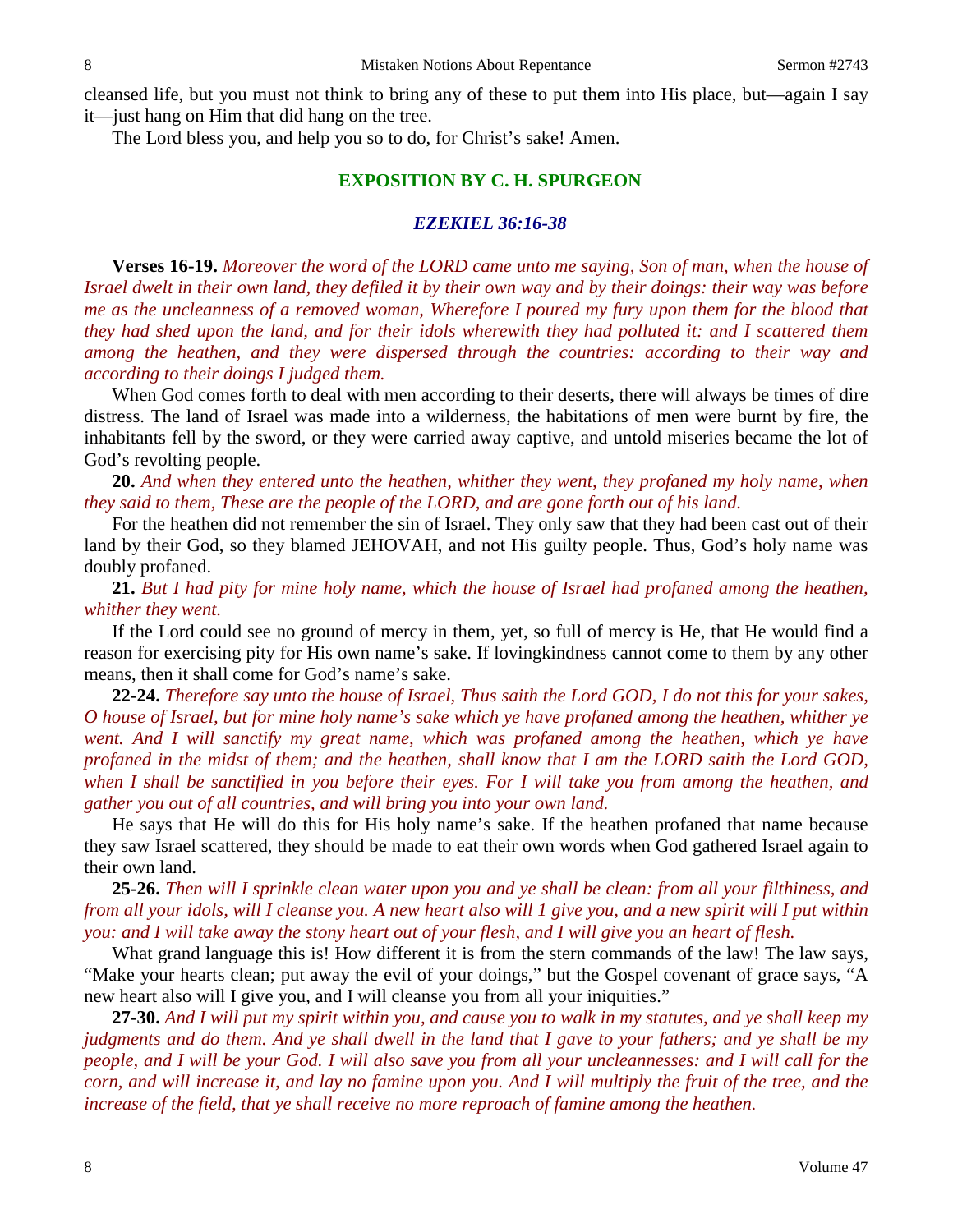cleansed life, but you must not think to bring any of these to put them into His place, but—again I say it—just hang on Him that did hang on the tree.

The Lord bless you, and help you so to do, for Christ's sake! Amen.

## EXPOSITION BY C. H. SPURGEON

### *EZEKIEL 36:16-38*

**Verses 16-19.** *Moreover the word of the LORD came unto me saying, Son of man, when the house of Israel dwelt in their own land, they defiled it by their own way and by their doings: their way was before me as the uncleanness of a removed woman, Wherefore I poured my fury upon them for the blood that they had shed upon the land, and for their idols wherewith they had polluted it: and I scattered them among the heathen, and they were dispersed through the countries: according to their way and according to their doings I judged them.*

When God comes forth to deal with men according to their deserts, there will always be times of dire distress. The land of Israel was made into a wilderness, the habitations of men were burnt by fire, the inhabitants fell by the sword, or they were carried away captive, and untold miseries became the lot of God's revolting people.

**20.** *And when they entered unto the heathen, whither they went, they profaned my holy name, when they said to them, These are the people of the LORD, and are gone forth out of his land.*

For the heathen did not remember the sin of Israel. They only saw that they had been cast out of their land by their God, so they blamed JEHOVAH, and not His guilty people. Thus, God's holy name was doubly profaned.

**21.** *But I had pity for mine holy name, which the house of Israel had profaned among the heathen, whither they went.*

If the Lord could see no ground of mercy in them, yet, so full of mercy is He, that He would find a reason for exercising pity for His own name's sake. If lovingkindness cannot come to them by any other means, then it shall come for God's name's sake.

**22-24.** *Therefore say unto the house of Israel, Thus saith the Lord GOD, I do not this for your sakes, O house of Israel, but for mine holy name's sake which ye have profaned among the heathen, whither ye went. And I will sanctify my great name, which was profaned among the heathen, which ye have profaned in the midst of them; and the heathen, shall know that I am the LORD saith the Lord GOD, when I shall be sanctified in you before their eyes. For I will take you from among the heathen, and gather you out of all countries, and will bring you into your own land.*

He says that He will do this for His holy name's sake. If the heathen profaned that name because they saw Israel scattered, they should be made to eat their own words when God gathered Israel again to their own land.

**25-26.** *Then will I sprinkle clean water upon you and ye shall be clean: from all your filthiness, and from all your idols, will I cleanse you. A new heart also will 1 give you, and a new spirit will I put within you: and I will take away the stony heart out of your flesh, and I will give you an heart of flesh.*

What grand language this is! How different it is from the stern commands of the law! The law says, "Make your hearts clean; put away the evil of your doings," but the Gospel covenant of grace says, "A new heart also will I give you, and I will cleanse you from all your iniquities."

**27-30.** *And I will put my spirit within you, and cause you to walk in my statutes, and ye shall keep my judgments and do them. And ye shall dwell in the land that I gave to your fathers; and ye shall be my people, and I will be your God. I will also save you from all your uncleannesses: and I will call for the corn, and will increase it, and lay no famine upon you. And I will multiply the fruit of the tree, and the increase of the field, that ye shall receive no more reproach of famine among the heathen.*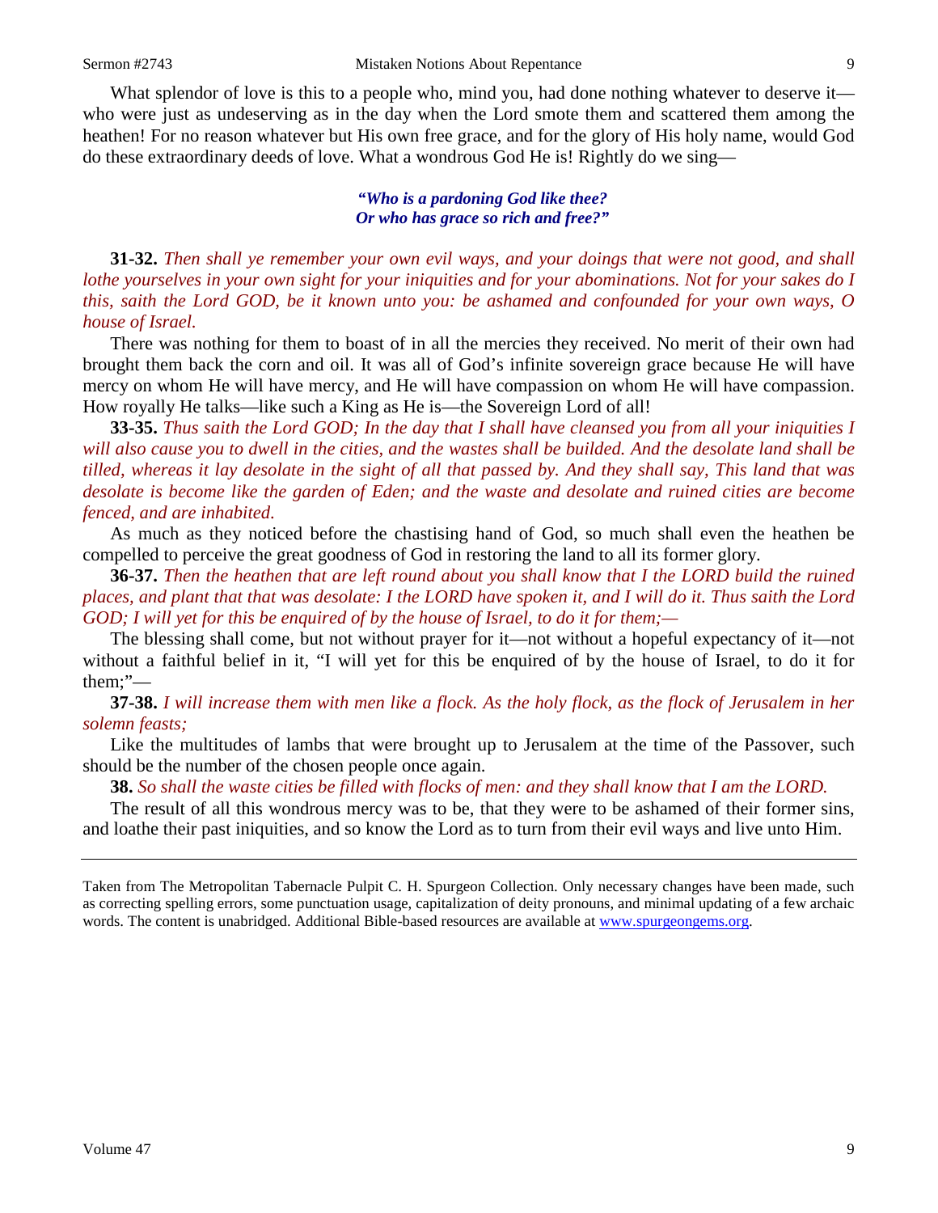What splendor of love is this to a people who, mind you, had done nothing whatever to deserve it—who were just as undeserving as in the day when the Lord smote them and scattered them among the heathen! For no reason whatever but His own free grace, and for the glory of His holy name, would God do these extraordinary deeds of love. What a wondrous God He is! Rightly do we sing—

*"Who is a pardoning God like thee?*
*Or who has grace so rich and free?"*

**31-32.** *Then shall ye remember your own evil ways, and your doings that were not good, and shall lothe yourselves in your own sight for your iniquities and for your abominations. Not for your sakes do I this, saith the Lord GOD, be it known unto you: be ashamed and confounded for your own ways, O house of Israel.*

There was nothing for them to boast of in all the mercies they received. No merit of their own had brought them back the corn and oil. It was all of God's infinite sovereign grace because He will have mercy on whom He will have mercy, and He will have compassion on whom He will have compassion. How royally He talks—like such a King as He is—the Sovereign Lord of all!

**33-35.** *Thus saith the Lord GOD; In the day that I shall have cleansed you from all your iniquities I will also cause you to dwell in the cities, and the wastes shall be builded. And the desolate land shall be tilled, whereas it lay desolate in the sight of all that passed by. And they shall say, This land that was desolate is become like the garden of Eden; and the waste and desolate and ruined cities are become fenced, and are inhabited.*

As much as they noticed before the chastising hand of God, so much shall even the heathen be compelled to perceive the great goodness of God in restoring the land to all its former glory.

**36-37.** *Then the heathen that are left round about you shall know that I the LORD build the ruined places, and plant that that was desolate: I the LORD have spoken it, and I will do it. Thus saith the Lord GOD; I will yet for this be enquired of by the house of Israel, to do it for them;—*

The blessing shall come, but not without prayer for it—not without a hopeful expectancy of it—not without a faithful belief in it, "I will yet for this be enquired of by the house of Israel, to do it for them;"—

**37-38.** *I will increase them with men like a flock. As the holy flock, as the flock of Jerusalem in her solemn feasts;*

Like the multitudes of lambs that were brought up to Jerusalem at the time of the Passover, such should be the number of the chosen people once again.

**38.** *So shall the waste cities be filled with flocks of men: and they shall know that I am the LORD.*

The result of all this wondrous mercy was to be, that they were to be ashamed of their former sins, and loathe their past iniquities, and so know the Lord as to turn from their evil ways and live unto Him.

---

Taken from The Metropolitan Tabernacle Pulpit C. H. Spurgeon Collection. Only necessary changes have been made, such as correcting spelling errors, some punctuation usage, capitalization of deity pronouns, and minimal updating of a few archaic words. The content is unabridged. Additional Bible-based resources are available at www.spurgeongems.org.